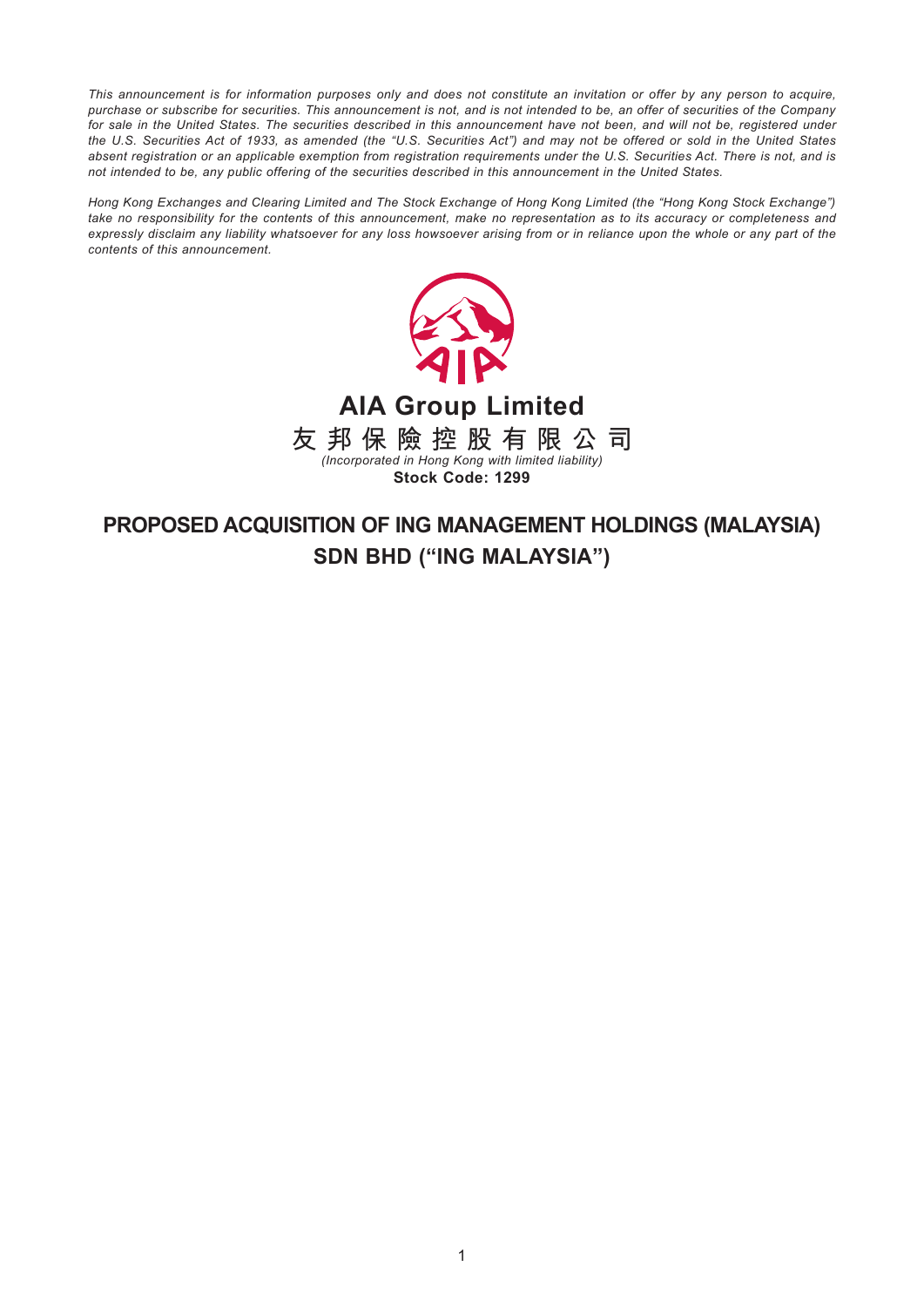*This announcement is for information purposes only and does not constitute an invitation or offer by any person to acquire, purchase or subscribe for securities. This announcement is not, and is not intended to be, an offer of securities of the Company for sale in the United States. The securities described in this announcement have not been, and will not be, registered under the U.S. Securities Act of 1933, as amended (the "U.S. Securities Act") and may not be offered or sold in the United States absent registration or an applicable exemption from registration requirements under the U.S. Securities Act. There is not, and is not intended to be, any public offering of the securities described in this announcement in the United States.*

*Hong Kong Exchanges and Clearing Limited and The Stock Exchange of Hong Kong Limited (the "Hong Kong Stock Exchange") take no responsibility for the contents of this announcement, make no representation as to its accuracy or completeness and expressly disclaim any liability whatsoever for any loss howsoever arising from or in reliance upon the whole or any part of the contents of this announcement.*

**AIA Group Limited**

**友邦保險控股有限公司**

*(Incorporated in Hong Kong with limited liability)*

**Stock Code: 1299**

# PROPOSED ACQUISITION OF ING MANAGEMENT HOLDINGS (MALAYSIA) SDN BHD ("ING MALAYSIA")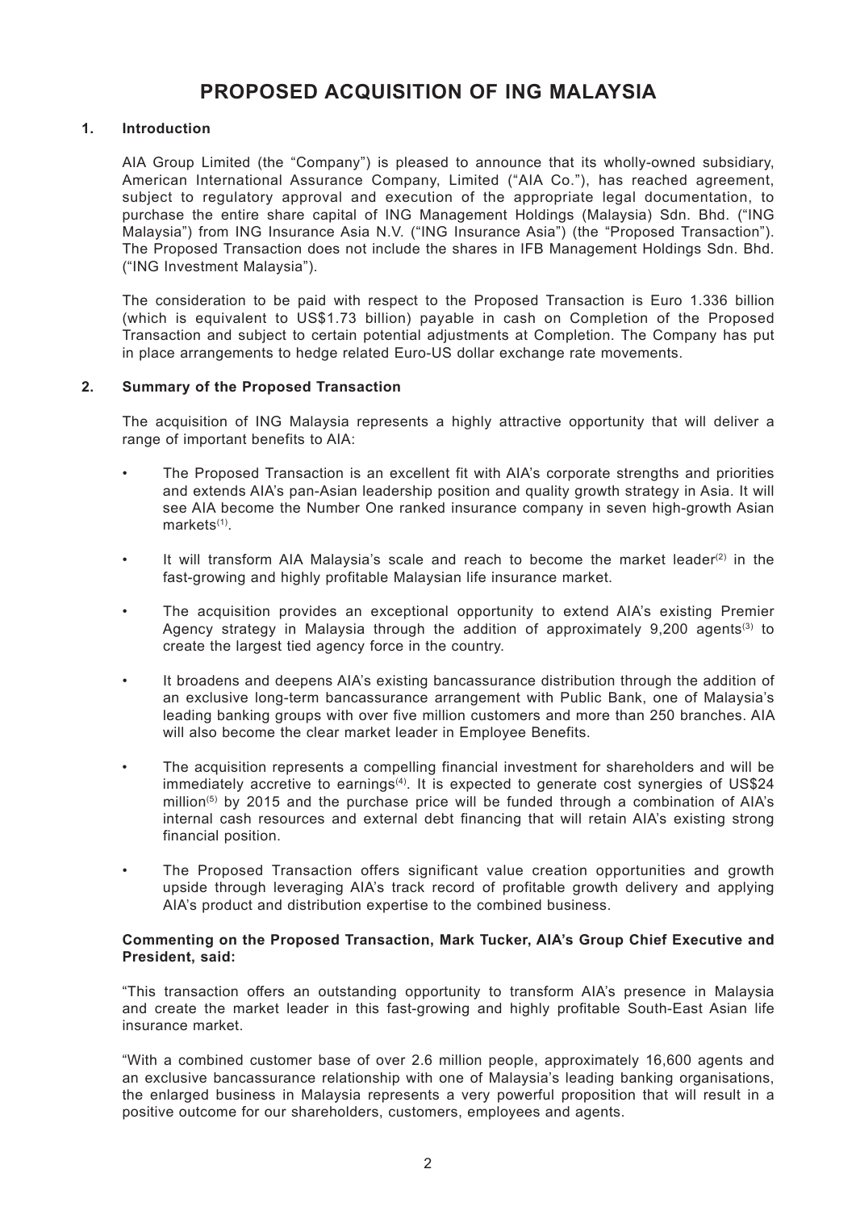# PROPOSED ACQUISITION OF ING MALAYSIA

## 1. Introduction

AIA Group Limited (the "Company") is pleased to announce that its wholly-owned subsidiary, American International Assurance Company, Limited ("AIA Co."), has reached agreement, subject to regulatory approval and execution of the appropriate legal documentation, to purchase the entire share capital of ING Management Holdings (Malaysia) Sdn. Bhd. ("ING Malaysia") from ING Insurance Asia N.V. ("ING Insurance Asia") (the "Proposed Transaction"). The Proposed Transaction does not include the shares in IFB Management Holdings Sdn. Bhd. ("ING Investment Malaysia").

The consideration to be paid with respect to the Proposed Transaction is Euro 1.336 billion (which is equivalent to US$1.73 billion) payable in cash on Completion of the Proposed Transaction and subject to certain potential adjustments at Completion. The Company has put in place arrangements to hedge related Euro-US dollar exchange rate movements.

## 2. Summary of the Proposed Transaction

The acquisition of ING Malaysia represents a highly attractive opportunity that will deliver a range of important benefits to AIA:

- The Proposed Transaction is an excellent fit with AIA's corporate strengths and priorities and extends AIA's pan-Asian leadership position and quality growth strategy in Asia. It will see AIA become the Number One ranked insurance company in seven high-growth Asian markets[1].
- It will transform AIA Malaysia's scale and reach to become the market leader[2] in the fast-growing and highly profitable Malaysian life insurance market.
- The acquisition provides an exceptional opportunity to extend AIA's existing Premier Agency strategy in Malaysia through the addition of approximately 9,200 agents[3] to create the largest tied agency force in the country.
- It broadens and deepens AIA's existing bancassurance distribution through the addition of an exclusive long-term bancassurance arrangement with Public Bank, one of Malaysia's leading banking groups with over five million customers and more than 250 branches. AIA will also become the clear market leader in Employee Benefits.
- The acquisition represents a compelling financial investment for shareholders and will be immediately accretive to earnings[4]. It is expected to generate cost synergies of US$24 million[5] by 2015 and the purchase price will be funded through a combination of AIA's internal cash resources and external debt financing that will retain AIA's existing strong financial position.
- The Proposed Transaction offers significant value creation opportunities and growth upside through leveraging AIA's track record of profitable growth delivery and applying AIA's product and distribution expertise to the combined business.

**Commenting on the Proposed Transaction, Mark Tucker, AIA's Group Chief Executive and President, said:**

"This transaction offers an outstanding opportunity to transform AIA's presence in Malaysia and create the market leader in this fast-growing and highly profitable South-East Asian life insurance market.

"With a combined customer base of over 2.6 million people, approximately 16,600 agents and an exclusive bancassurance relationship with one of Malaysia's leading banking organisations, the enlarged business in Malaysia represents a very powerful proposition that will result in a positive outcome for our shareholders, customers, employees and agents.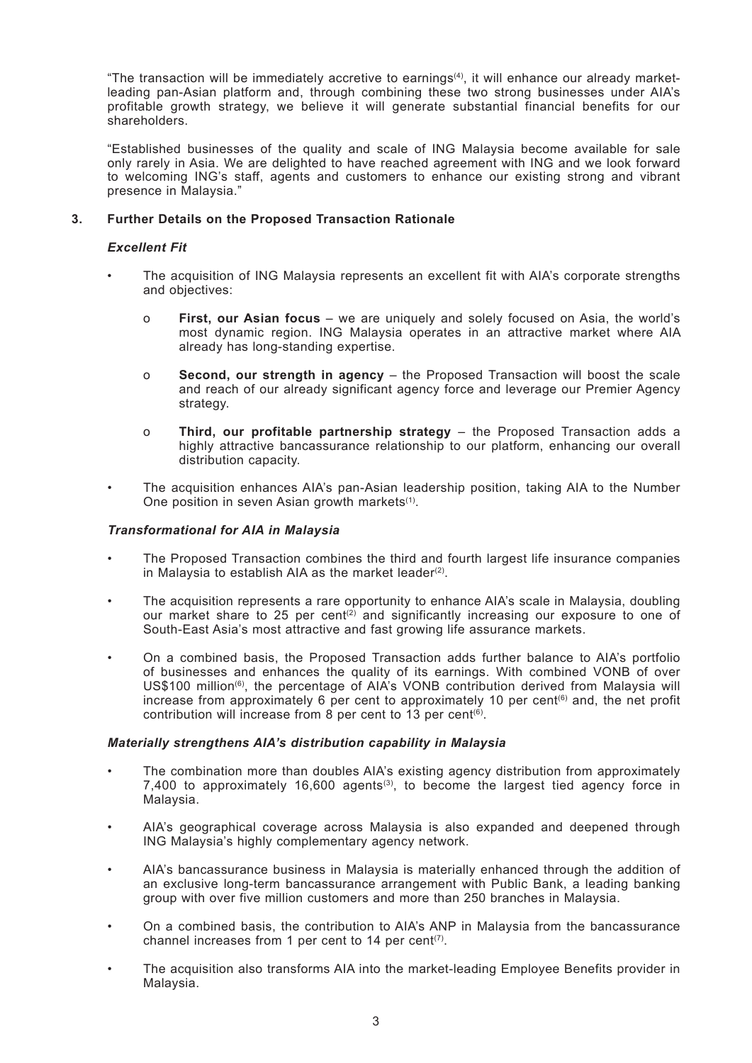"The transaction will be immediately accretive to earnings[4], it will enhance our already market-leading pan-Asian platform and, through combining these two strong businesses under AIA's profitable growth strategy, we believe it will generate substantial financial benefits for our shareholders.

"Established businesses of the quality and scale of ING Malaysia become available for sale only rarely in Asia. We are delighted to have reached agreement with ING and we look forward to welcoming ING's staff, agents and customers to enhance our existing strong and vibrant presence in Malaysia."

## 3. Further Details on the Proposed Transaction Rationale

### *Excellent Fit*

- The acquisition of ING Malaysia represents an excellent fit with AIA's corporate strengths and objectives:
  - **First, our Asian focus** – we are uniquely and solely focused on Asia, the world's most dynamic region. ING Malaysia operates in an attractive market where AIA already has long-standing expertise.
  - **Second, our strength in agency** – the Proposed Transaction will boost the scale and reach of our already significant agency force and leverage our Premier Agency strategy.
  - **Third, our profitable partnership strategy** – the Proposed Transaction adds a highly attractive bancassurance relationship to our platform, enhancing our overall distribution capacity.
- The acquisition enhances AIA's pan-Asian leadership position, taking AIA to the Number One position in seven Asian growth markets[1].

### *Transformational for AIA in Malaysia*

- The Proposed Transaction combines the third and fourth largest life insurance companies in Malaysia to establish AIA as the market leader[2].
- The acquisition represents a rare opportunity to enhance AIA's scale in Malaysia, doubling our market share to 25 per cent[2] and significantly increasing our exposure to one of South-East Asia's most attractive and fast growing life assurance markets.
- On a combined basis, the Proposed Transaction adds further balance to AIA's portfolio of businesses and enhances the quality of its earnings. With combined VONB of over US$100 million[6], the percentage of AIA's VONB contribution derived from Malaysia will increase from approximately 6 per cent to approximately 10 per cent[6] and, the net profit contribution will increase from 8 per cent to 13 per cent[6].

### *Materially strengthens AIA's distribution capability in Malaysia*

- The combination more than doubles AIA's existing agency distribution from approximately 7,400 to approximately 16,600 agents[3], to become the largest tied agency force in Malaysia.
- AIA's geographical coverage across Malaysia is also expanded and deepened through ING Malaysia's highly complementary agency network.
- AIA's bancassurance business in Malaysia is materially enhanced through the addition of an exclusive long-term bancassurance arrangement with Public Bank, a leading banking group with over five million customers and more than 250 branches in Malaysia.
- On a combined basis, the contribution to AIA's ANP in Malaysia from the bancassurance channel increases from 1 per cent to 14 per cent[7].
- The acquisition also transforms AIA into the market-leading Employee Benefits provider in Malaysia.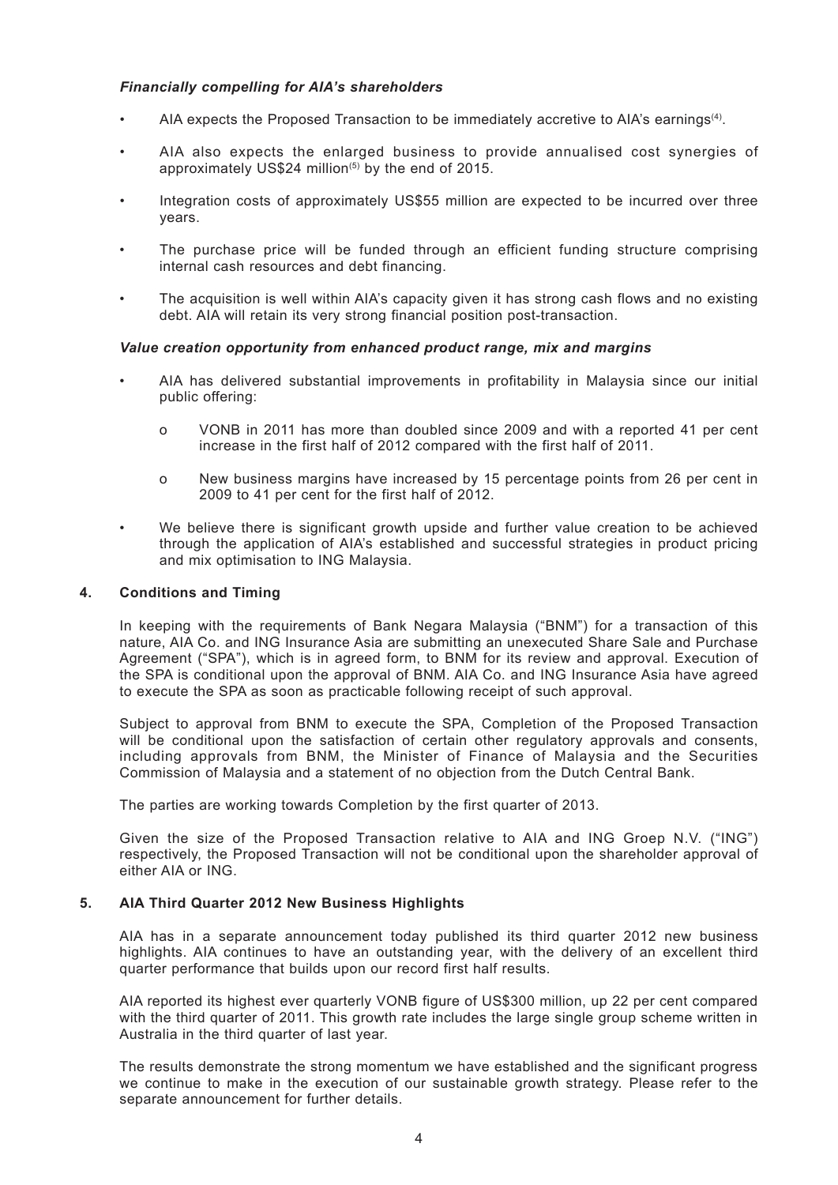### *Financially compelling for AIA's shareholders*

- AIA expects the Proposed Transaction to be immediately accretive to AIA's earnings[4].
- AIA also expects the enlarged business to provide annualised cost synergies of approximately US$24 million[5] by the end of 2015.
- Integration costs of approximately US$55 million are expected to be incurred over three years.
- The purchase price will be funded through an efficient funding structure comprising internal cash resources and debt financing.
- The acquisition is well within AIA's capacity given it has strong cash flows and no existing debt. AIA will retain its very strong financial position post-transaction.

### *Value creation opportunity from enhanced product range, mix and margins*

- AIA has delivered substantial improvements in profitability in Malaysia since our initial public offering:
  - o VONB in 2011 has more than doubled since 2009 and with a reported 41 per cent increase in the first half of 2012 compared with the first half of 2011.
  - o New business margins have increased by 15 percentage points from 26 per cent in 2009 to 41 per cent for the first half of 2012.
- We believe there is significant growth upside and further value creation to be achieved through the application of AIA's established and successful strategies in product pricing and mix optimisation to ING Malaysia.

## 4. Conditions and Timing

In keeping with the requirements of Bank Negara Malaysia ("BNM") for a transaction of this nature, AIA Co. and ING Insurance Asia are submitting an unexecuted Share Sale and Purchase Agreement ("SPA"), which is in agreed form, to BNM for its review and approval. Execution of the SPA is conditional upon the approval of BNM. AIA Co. and ING Insurance Asia have agreed to execute the SPA as soon as practicable following receipt of such approval.

Subject to approval from BNM to execute the SPA, Completion of the Proposed Transaction will be conditional upon the satisfaction of certain other regulatory approvals and consents, including approvals from BNM, the Minister of Finance of Malaysia and the Securities Commission of Malaysia and a statement of no objection from the Dutch Central Bank.

The parties are working towards Completion by the first quarter of 2013.

Given the size of the Proposed Transaction relative to AIA and ING Groep N.V. ("ING") respectively, the Proposed Transaction will not be conditional upon the shareholder approval of either AIA or ING.

## 5. AIA Third Quarter 2012 New Business Highlights

AIA has in a separate announcement today published its third quarter 2012 new business highlights. AIA continues to have an outstanding year, with the delivery of an excellent third quarter performance that builds upon our record first half results.

AIA reported its highest ever quarterly VONB figure of US$300 million, up 22 per cent compared with the third quarter of 2011. This growth rate includes the large single group scheme written in Australia in the third quarter of last year.

The results demonstrate the strong momentum we have established and the significant progress we continue to make in the execution of our sustainable growth strategy. Please refer to the separate announcement for further details.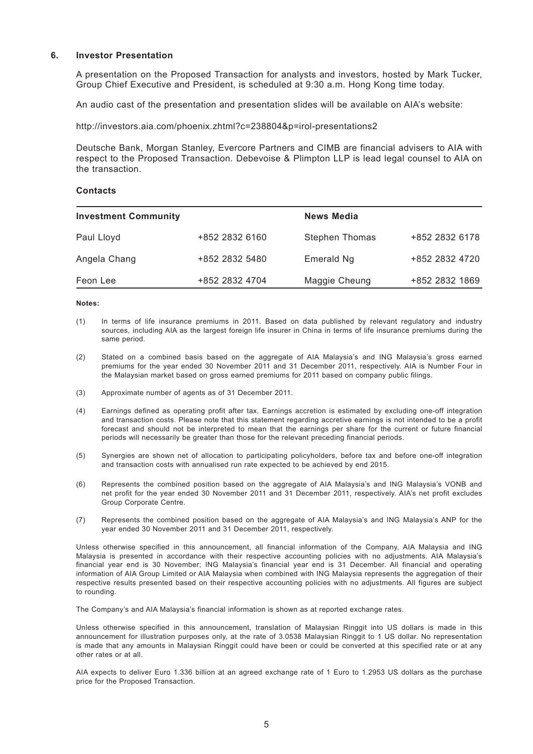## 6. Investor Presentation

A presentation on the Proposed Transaction for analysts and investors, hosted by Mark Tucker, Group Chief Executive and President, is scheduled at 9:30 a.m. Hong Kong time today.

An audio cast of the presentation and presentation slides will be available on AIA's website:

http://investors.aia.com/phoenix.zhtml?c=238804&p=irol-presentations2

Deutsche Bank, Morgan Stanley, Evercore Partners and CIMB are financial advisers to AIA with respect to the Proposed Transaction. Debevoise & Plimpton LLP is lead legal counsel to AIA on the transaction.

**Contacts**

| Investment Community | | News Media | |
|---|---|---|---|
| Paul Lloyd | +852 2832 6160 | Stephen Thomas | +852 2832 6178 |
| Angela Chang | +852 2832 5480 | Emerald Ng | +852 2832 4720 |
| Feon Lee | +852 2832 4704 | Maggie Cheung | +852 2832 1869 |

**Notes:**

(1) In terms of life insurance premiums in 2011. Based on data published by relevant regulatory and industry sources, including AIA as the largest foreign life insurer in China in terms of life insurance premiums during the same period.

(2) Stated on a combined basis based on the aggregate of AIA Malaysia's and ING Malaysia's gross earned premiums for the year ended 30 November 2011 and 31 December 2011, respectively. AIA is Number Four in the Malaysian market based on gross earned premiums for 2011 based on company public filings.

(3) Approximate number of agents as of 31 December 2011.

(4) Earnings defined as operating profit after tax. Earnings accretion is estimated by excluding one-off integration and transaction costs. Please note that this statement regarding accretive earnings is not intended to be a profit forecast and should not be interpreted to mean that the earnings per share for the current or future financial periods will necessarily be greater than those for the relevant preceding financial periods.

(5) Synergies are shown net of allocation to participating policyholders, before tax and before one-off integration and transaction costs with annualised run rate expected to be achieved by end 2015.

(6) Represents the combined position based on the aggregate of AIA Malaysia's and ING Malaysia's VONB and net profit for the year ended 30 November 2011 and 31 December 2011, respectively. AIA's net profit excludes Group Corporate Centre.

(7) Represents the combined position based on the aggregate of AIA Malaysia's and ING Malaysia's ANP for the year ended 30 November 2011 and 31 December 2011, respectively.

Unless otherwise specified in this announcement, all financial information of the Company, AIA Malaysia and ING Malaysia is presented in accordance with their respective accounting policies with no adjustments. AIA Malaysia's financial year end is 30 November; ING Malaysia's financial year end is 31 December. All financial and operating information of AIA Group Limited or AIA Malaysia when combined with ING Malaysia represents the aggregation of their respective results presented based on their respective accounting policies with no adjustments. All figures are subject to rounding.

The Company's and AIA Malaysia's financial information is shown as at reported exchange rates.

Unless otherwise specified in this announcement, translation of Malaysian Ringgit into US dollars is made in this announcement for illustration purposes only, at the rate of 3.0538 Malaysian Ringgit to 1 US dollar. No representation is made that any amounts in Malaysian Ringgit could have been or could be converted at this specified rate or at any other rates or at all.

AIA expects to deliver Euro 1.336 billion at an agreed exchange rate of 1 Euro to 1.2953 US dollars as the purchase price for the Proposed Transaction.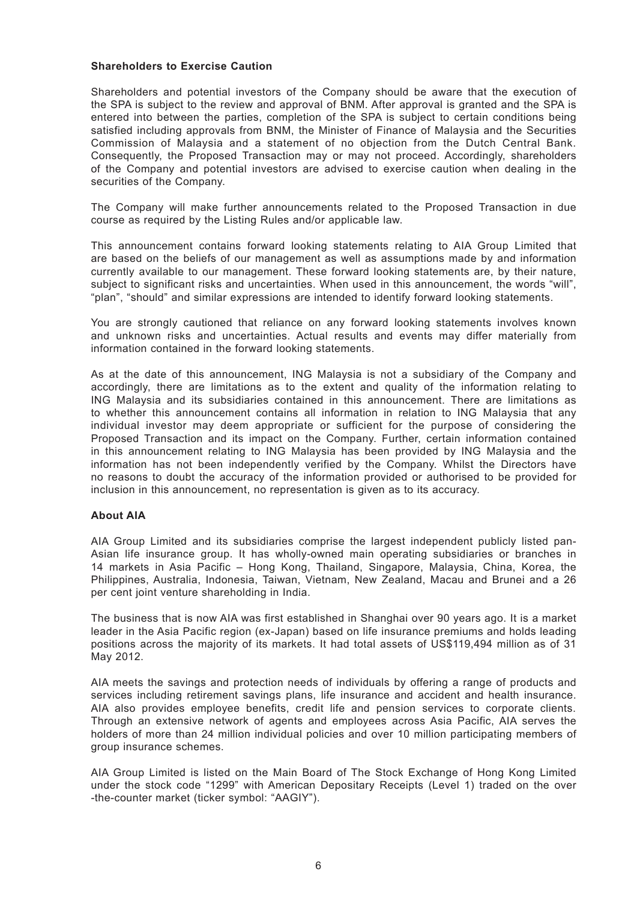**Shareholders to Exercise Caution**

Shareholders and potential investors of the Company should be aware that the execution of the SPA is subject to the review and approval of BNM. After approval is granted and the SPA is entered into between the parties, completion of the SPA is subject to certain conditions being satisfied including approvals from BNM, the Minister of Finance of Malaysia and the Securities Commission of Malaysia and a statement of no objection from the Dutch Central Bank. Consequently, the Proposed Transaction may or may not proceed. Accordingly, shareholders of the Company and potential investors are advised to exercise caution when dealing in the securities of the Company.

The Company will make further announcements related to the Proposed Transaction in due course as required by the Listing Rules and/or applicable law.

This announcement contains forward looking statements relating to AIA Group Limited that are based on the beliefs of our management as well as assumptions made by and information currently available to our management. These forward looking statements are, by their nature, subject to significant risks and uncertainties. When used in this announcement, the words "will", "plan", "should" and similar expressions are intended to identify forward looking statements.

You are strongly cautioned that reliance on any forward looking statements involves known and unknown risks and uncertainties. Actual results and events may differ materially from information contained in the forward looking statements.

As at the date of this announcement, ING Malaysia is not a subsidiary of the Company and accordingly, there are limitations as to the extent and quality of the information relating to ING Malaysia and its subsidiaries contained in this announcement. There are limitations as to whether this announcement contains all information in relation to ING Malaysia that any individual investor may deem appropriate or sufficient for the purpose of considering the Proposed Transaction and its impact on the Company. Further, certain information contained in this announcement relating to ING Malaysia has been provided by ING Malaysia and the information has not been independently verified by the Company. Whilst the Directors have no reasons to doubt the accuracy of the information provided or authorised to be provided for inclusion in this announcement, no representation is given as to its accuracy.

**About AIA**

AIA Group Limited and its subsidiaries comprise the largest independent publicly listed pan-Asian life insurance group. It has wholly-owned main operating subsidiaries or branches in 14 markets in Asia Pacific – Hong Kong, Thailand, Singapore, Malaysia, China, Korea, the Philippines, Australia, Indonesia, Taiwan, Vietnam, New Zealand, Macau and Brunei and a 26 per cent joint venture shareholding in India.

The business that is now AIA was first established in Shanghai over 90 years ago. It is a market leader in the Asia Pacific region (ex-Japan) based on life insurance premiums and holds leading positions across the majority of its markets. It had total assets of US$119,494 million as of 31 May 2012.

AIA meets the savings and protection needs of individuals by offering a range of products and services including retirement savings plans, life insurance and accident and health insurance. AIA also provides employee benefits, credit life and pension services to corporate clients. Through an extensive network of agents and employees across Asia Pacific, AIA serves the holders of more than 24 million individual policies and over 10 million participating members of group insurance schemes.

AIA Group Limited is listed on the Main Board of The Stock Exchange of Hong Kong Limited under the stock code "1299" with American Depositary Receipts (Level 1) traded on the over-the-counter market (ticker symbol: "AAGIY").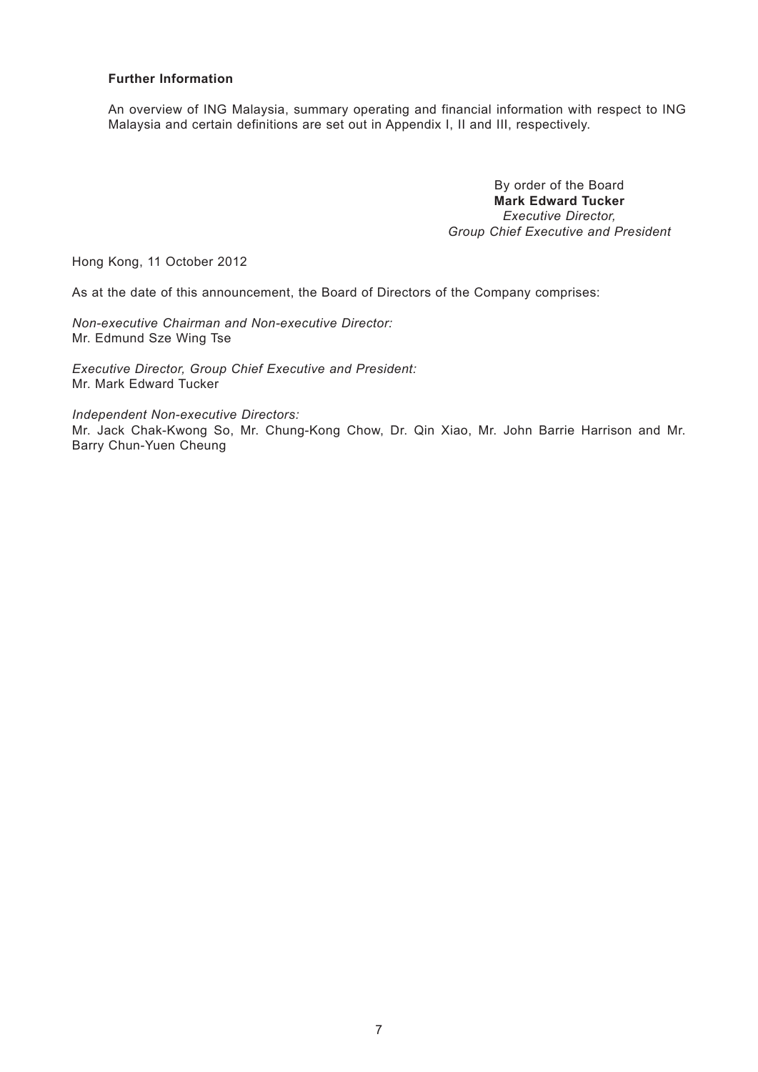**Further Information**

An overview of ING Malaysia, summary operating and financial information with respect to ING Malaysia and certain definitions are set out in Appendix I, II and III, respectively.

By order of the Board
**Mark Edward Tucker**
*Executive Director,*
*Group Chief Executive and President*

Hong Kong, 11 October 2012

As at the date of this announcement, the Board of Directors of the Company comprises:

*Non-executive Chairman and Non-executive Director:*
Mr. Edmund Sze Wing Tse

*Executive Director, Group Chief Executive and President:*
Mr. Mark Edward Tucker

*Independent Non-executive Directors:*
Mr. Jack Chak-Kwong So, Mr. Chung-Kong Chow, Dr. Qin Xiao, Mr. John Barrie Harrison and Mr. Barry Chun-Yuen Cheung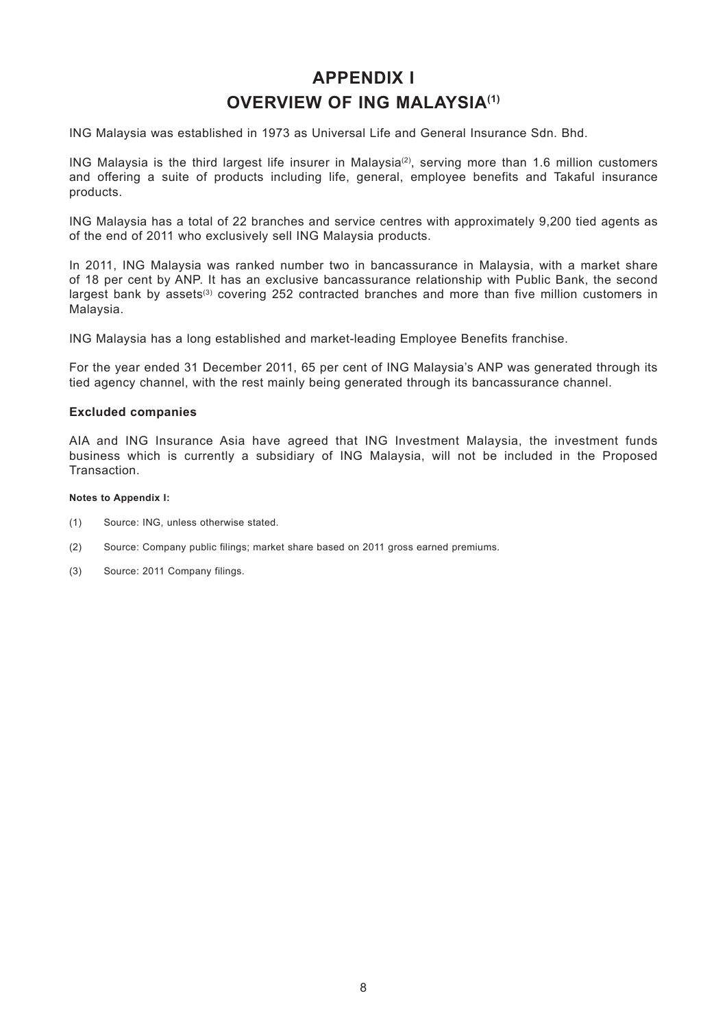# APPENDIX I
# OVERVIEW OF ING MALAYSIA[1]

ING Malaysia was established in 1973 as Universal Life and General Insurance Sdn. Bhd.

ING Malaysia is the third largest life insurer in Malaysia[2], serving more than 1.6 million customers and offering a suite of products including life, general, employee benefits and Takaful insurance products.

ING Malaysia has a total of 22 branches and service centres with approximately 9,200 tied agents as of the end of 2011 who exclusively sell ING Malaysia products.

In 2011, ING Malaysia was ranked number two in bancassurance in Malaysia, with a market share of 18 per cent by ANP. It has an exclusive bancassurance relationship with Public Bank, the second largest bank by assets[3] covering 252 contracted branches and more than five million customers in Malaysia.

ING Malaysia has a long established and market-leading Employee Benefits franchise.

For the year ended 31 December 2011, 65 per cent of ING Malaysia's ANP was generated through its tied agency channel, with the rest mainly being generated through its bancassurance channel.

### Excluded companies

AIA and ING Insurance Asia have agreed that ING Investment Malaysia, the investment funds business which is currently a subsidiary of ING Malaysia, will not be included in the Proposed Transaction.

**Notes to Appendix I:**

(1) Source: ING, unless otherwise stated.

(2) Source: Company public filings; market share based on 2011 gross earned premiums.

(3) Source: 2011 Company filings.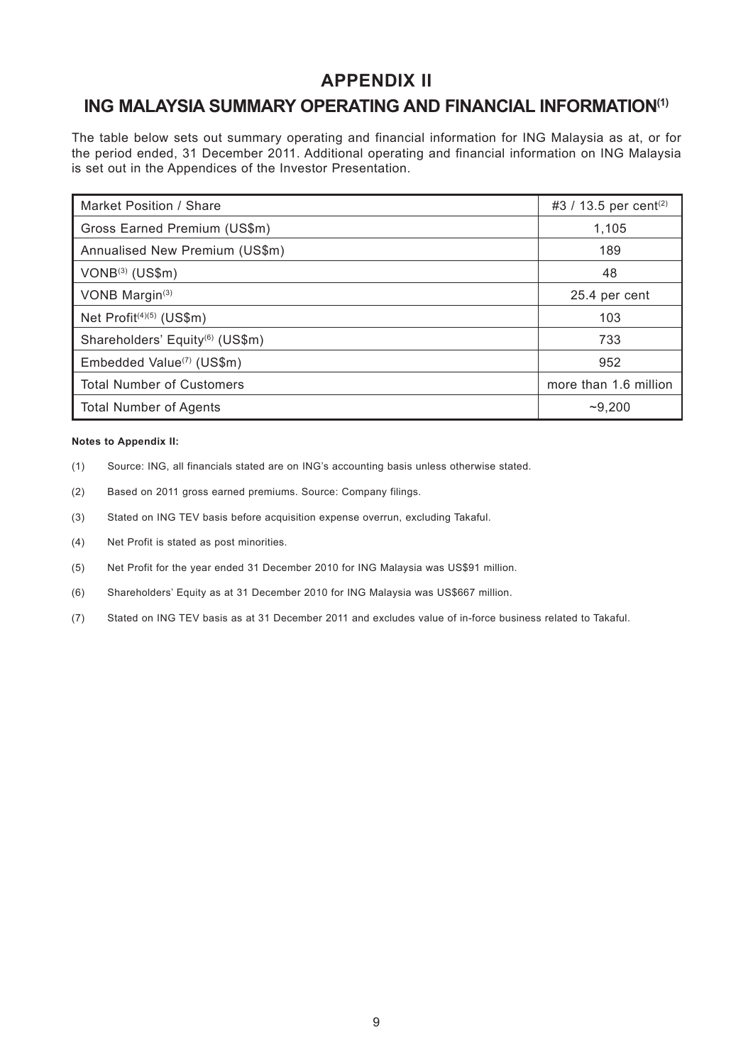# APPENDIX II

## ING MALAYSIA SUMMARY OPERATING AND FINANCIAL INFORMATION[1]

The table below sets out summary operating and financial information for ING Malaysia as at, or for the period ended, 31 December 2011. Additional operating and financial information on ING Malaysia is set out in the Appendices of the Investor Presentation.

| | |
|---|---|
| Market Position / Share | #3 / 13.5 per cent[2] |
| Gross Earned Premium (US$m) | 1,105 |
| Annualised New Premium (US$m) | 189 |
| VONB[3] (US$m) | 48 |
| VONB Margin[3] | 25.4 per cent |
| Net Profit[4][5] (US$m) | 103 |
| Shareholders' Equity[6] (US$m) | 733 |
| Embedded Value[7] (US$m) | 952 |
| Total Number of Customers | more than 1.6 million |
| Total Number of Agents | ~9,200 |

**Notes to Appendix II:**

(1) Source: ING, all financials stated are on ING's accounting basis unless otherwise stated.

(2) Based on 2011 gross earned premiums. Source: Company filings.

(3) Stated on ING TEV basis before acquisition expense overrun, excluding Takaful.

(4) Net Profit is stated as post minorities.

(5) Net Profit for the year ended 31 December 2010 for ING Malaysia was US$91 million.

(6) Shareholders' Equity as at 31 December 2010 for ING Malaysia was US$667 million.

(7) Stated on ING TEV basis as at 31 December 2011 and excludes value of in-force business related to Takaful.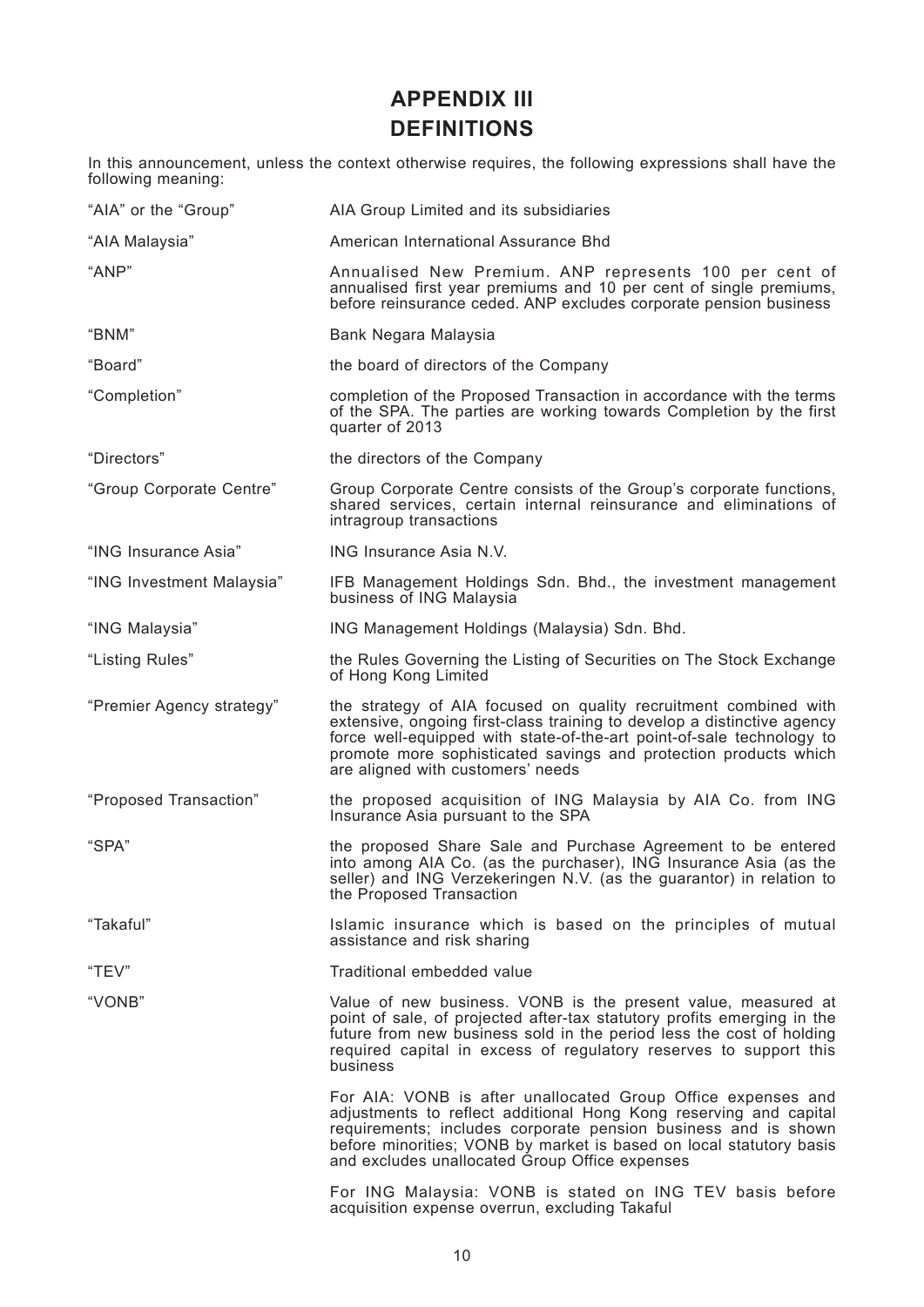# APPENDIX III
# DEFINITIONS

In this announcement, unless the context otherwise requires, the following expressions shall have the following meaning:

| | |
|---|---|
| "AIA" or the "Group" | AIA Group Limited and its subsidiaries |
| "AIA Malaysia" | American International Assurance Bhd |
| "ANP" | Annualised New Premium. ANP represents 100 per cent of annualised first year premiums and 10 per cent of single premiums, before reinsurance ceded. ANP excludes corporate pension business |
| "BNM" | Bank Negara Malaysia |
| "Board" | the board of directors of the Company |
| "Completion" | completion of the Proposed Transaction in accordance with the terms of the SPA. The parties are working towards Completion by the first quarter of 2013 |
| "Directors" | the directors of the Company |
| "Group Corporate Centre" | Group Corporate Centre consists of the Group's corporate functions, shared services, certain internal reinsurance and eliminations of intragroup transactions |
| "ING Insurance Asia" | ING Insurance Asia N.V. |
| "ING Investment Malaysia" | IFB Management Holdings Sdn. Bhd., the investment management business of ING Malaysia |
| "ING Malaysia" | ING Management Holdings (Malaysia) Sdn. Bhd. |
| "Listing Rules" | the Rules Governing the Listing of Securities on The Stock Exchange of Hong Kong Limited |
| "Premier Agency strategy" | the strategy of AIA focused on quality recruitment combined with extensive, ongoing first-class training to develop a distinctive agency force well-equipped with state-of-the-art point-of-sale technology to promote more sophisticated savings and protection products which are aligned with customers' needs |
| "Proposed Transaction" | the proposed acquisition of ING Malaysia by AIA Co. from ING Insurance Asia pursuant to the SPA |
| "SPA" | the proposed Share Sale and Purchase Agreement to be entered into among AIA Co. (as the purchaser), ING Insurance Asia (as the seller) and ING Verzekeringen N.V. (as the guarantor) in relation to the Proposed Transaction |
| "Takaful" | Islamic insurance which is based on the principles of mutual assistance and risk sharing |
| "TEV" | Traditional embedded value |
| "VONB" | Value of new business. VONB is the present value, measured at point of sale, of projected after-tax statutory profits emerging in the future from new business sold in the period less the cost of holding required capital in excess of regulatory reserves to support this business<br><br>For AIA: VONB is after unallocated Group Office expenses and adjustments to reflect additional Hong Kong reserving and capital requirements; includes corporate pension business and is shown before minorities; VONB by market is based on local statutory basis and excludes unallocated Group Office expenses<br><br>For ING Malaysia: VONB is stated on ING TEV basis before acquisition expense overrun, excluding Takaful |